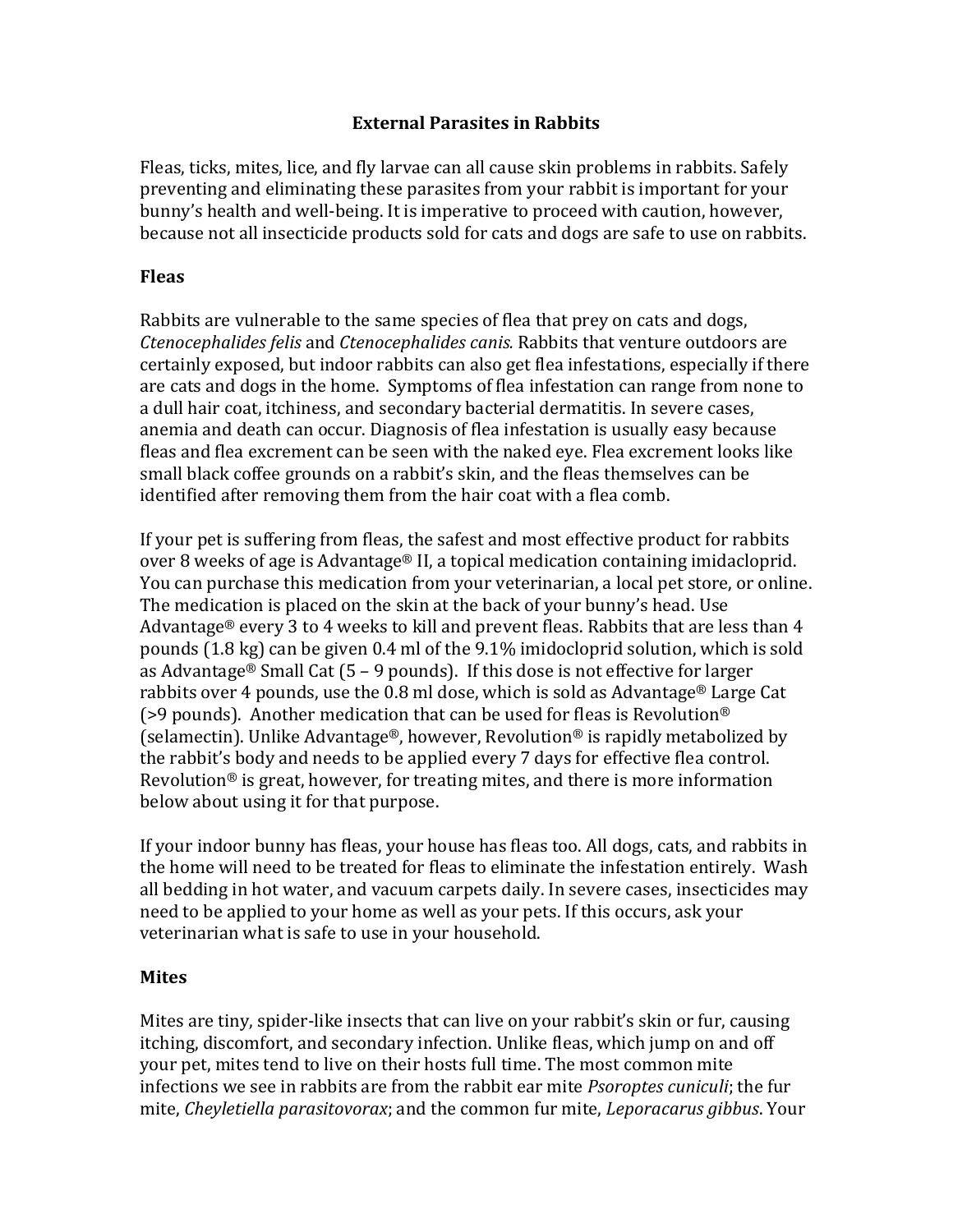# External Parasites in Rabbits

Fleas, ticks, mites, lice, and fly larvae can all cause skin problems in rabbits. Safely preventing and eliminating these parasites from your rabbit is important for your bunny's health and well-being. It is imperative to proceed with caution, however, because not all insecticide products sold for cats and dogs are safe to use on rabbits.

## Fleas

Rabbits are vulnerable to the same species of flea that prey on cats and dogs, *Ctenocephalides felis* and *Ctenocephalides canis.* Rabbits that venture outdoors are certainly exposed, but indoor rabbits can also get flea infestations, especially if there are cats and dogs in the home. Symptoms of flea infestation can range from none to a dull hair coat, itchiness, and secondary bacterial dermatitis. In severe cases, anemia and death can occur. Diagnosis of flea infestation is usually easy because fleas and flea excrement can be seen with the naked eye. Flea excrement looks like small black coffee grounds on a rabbit's skin, and the fleas themselves can be identified after removing them from the hair coat with a flea comb.

If your pet is suffering from fleas, the safest and most effective product for rabbits over 8 weeks of age is Advantage® II, a topical medication containing imidacloprid. You can purchase this medication from your veterinarian, a local pet store, or online. The medication is placed on the skin at the back of your bunny's head. Use Advantage® every 3 to 4 weeks to kill and prevent fleas. Rabbits that are less than 4 pounds (1.8 kg) can be given 0.4 ml of the 9.1% imidocloprid solution, which is sold as Advantage® Small Cat (5 – 9 pounds). If this dose is not effective for larger rabbits over 4 pounds, use the 0.8 ml dose, which is sold as Advantage® Large Cat (>9 pounds). Another medication that can be used for fleas is Revolution® (selamectin). Unlike Advantage®, however, Revolution® is rapidly metabolized by the rabbit's body and needs to be applied every 7 days for effective flea control. Revolution® is great, however, for treating mites, and there is more information below about using it for that purpose.

If your indoor bunny has fleas, your house has fleas too. All dogs, cats, and rabbits in the home will need to be treated for fleas to eliminate the infestation entirely. Wash all bedding in hot water, and vacuum carpets daily. In severe cases, insecticides may need to be applied to your home as well as your pets. If this occurs, ask your veterinarian what is safe to use in your household.

## Mites

Mites are tiny, spider-like insects that can live on your rabbit's skin or fur, causing itching, discomfort, and secondary infection. Unlike fleas, which jump on and off your pet, mites tend to live on their hosts full time. The most common mite infections we see in rabbits are from the rabbit ear mite *Psoroptes cuniculi*; the fur mite, *Cheyletiella parasitovorax*; and the common fur mite, *Leporacarus gibbus*. Your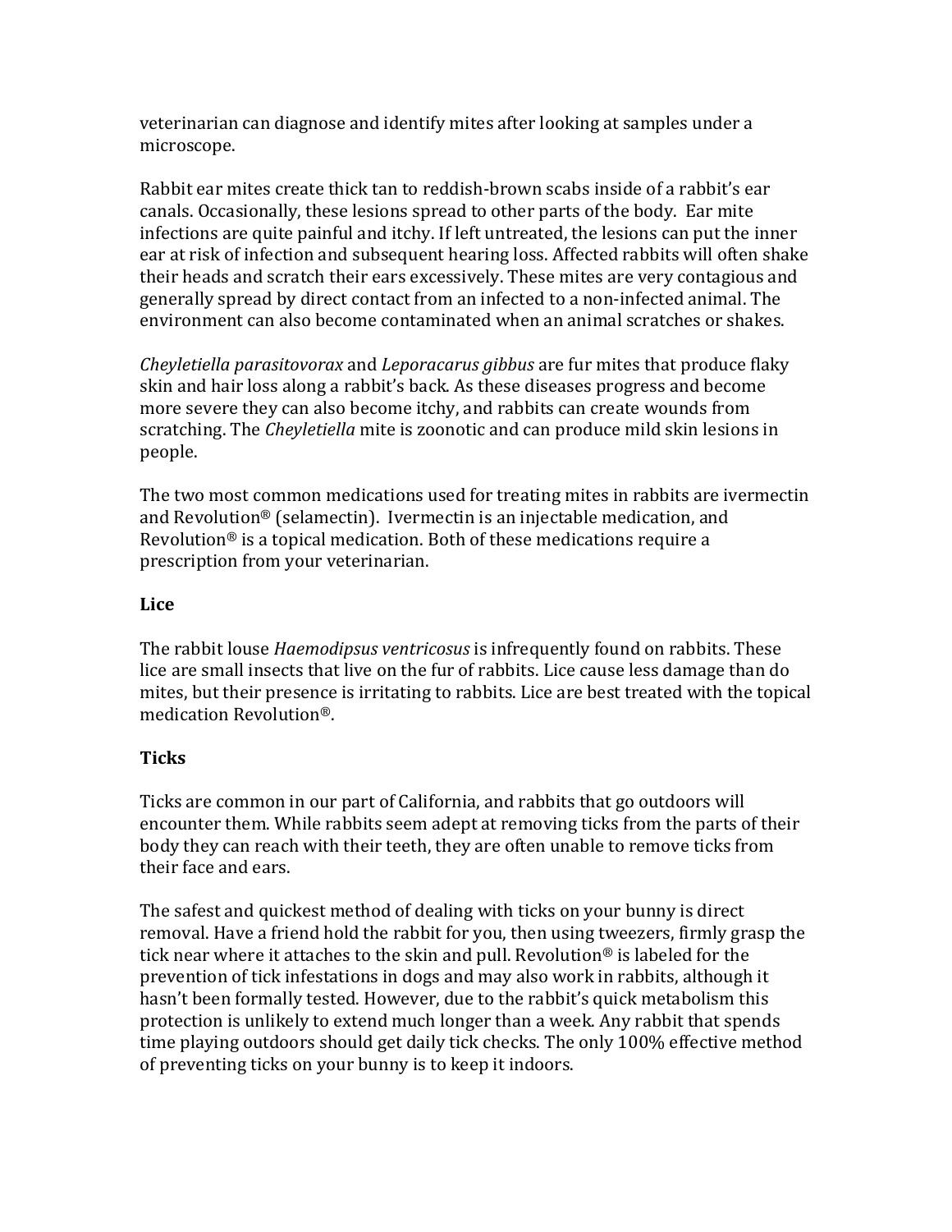veterinarian can diagnose and identify mites after looking at samples under a microscope.

Rabbit ear mites create thick tan to reddish-brown scabs inside of a rabbit's ear canals. Occasionally, these lesions spread to other parts of the body. Ear mite infections are quite painful and itchy. If left untreated, the lesions can put the inner ear at risk of infection and subsequent hearing loss. Affected rabbits will often shake their heads and scratch their ears excessively. These mites are very contagious and generally spread by direct contact from an infected to a non-infected animal. The environment can also become contaminated when an animal scratches or shakes.

*Cheyletiella parasitovorax* and *Leporacarus gibbus* are fur mites that produce flaky skin and hair loss along a rabbit's back. As these diseases progress and become more severe they can also become itchy, and rabbits can create wounds from scratching. The *Cheyletiella* mite is zoonotic and can produce mild skin lesions in people.

The two most common medications used for treating mites in rabbits are ivermectin and Revolution® (selamectin). Ivermectin is an injectable medication, and Revolution® is a topical medication. Both of these medications require a prescription from your veterinarian.

## Lice

The rabbit louse *Haemodipsus ventricosus* is infrequently found on rabbits. These lice are small insects that live on the fur of rabbits. Lice cause less damage than do mites, but their presence is irritating to rabbits. Lice are best treated with the topical medication Revolution®.

## Ticks

Ticks are common in our part of California, and rabbits that go outdoors will encounter them. While rabbits seem adept at removing ticks from the parts of their body they can reach with their teeth, they are often unable to remove ticks from their face and ears.

The safest and quickest method of dealing with ticks on your bunny is direct removal. Have a friend hold the rabbit for you, then using tweezers, firmly grasp the tick near where it attaches to the skin and pull. Revolution® is labeled for the prevention of tick infestations in dogs and may also work in rabbits, although it hasn't been formally tested. However, due to the rabbit's quick metabolism this protection is unlikely to extend much longer than a week. Any rabbit that spends time playing outdoors should get daily tick checks. The only 100% effective method of preventing ticks on your bunny is to keep it indoors.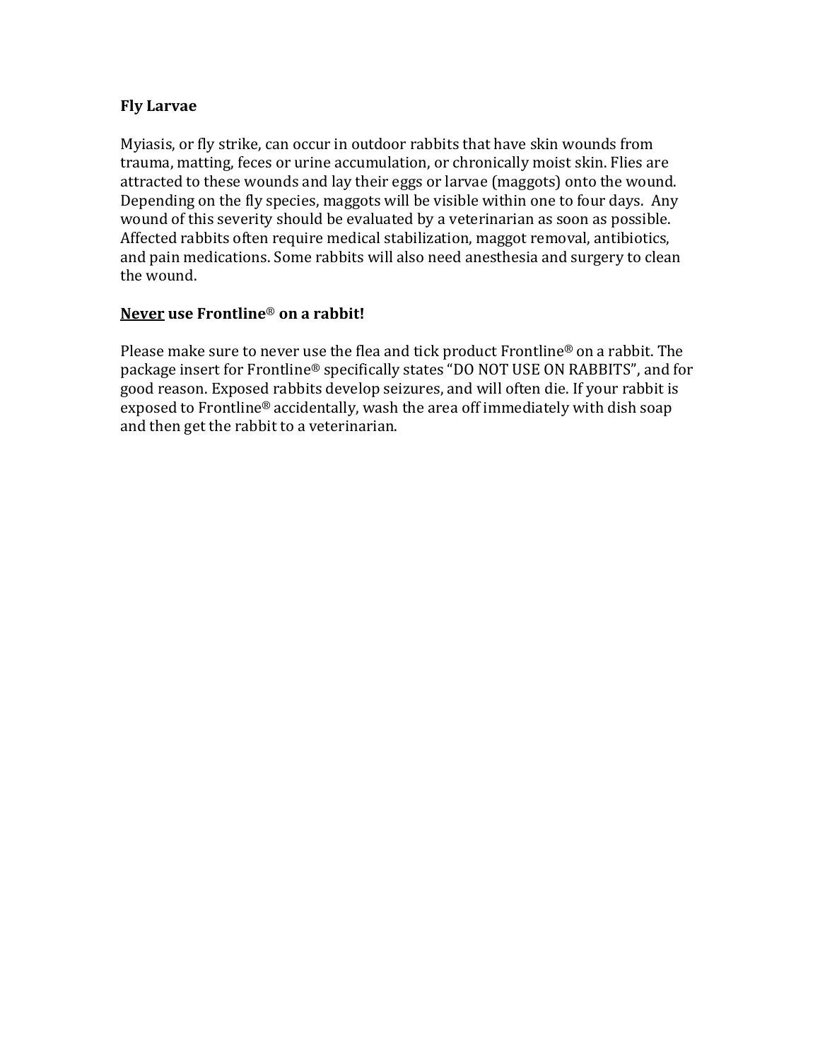**Fly Larvae**

Myiasis, or fly strike, can occur in outdoor rabbits that have skin wounds from trauma, matting, feces or urine accumulation, or chronically moist skin. Flies are attracted to these wounds and lay their eggs or larvae (maggots) onto the wound. Depending on the fly species, maggots will be visible within one to four days. Any wound of this severity should be evaluated by a veterinarian as soon as possible. Affected rabbits often require medical stabilization, maggot removal, antibiotics, and pain medications. Some rabbits will also need anesthesia and surgery to clean the wound.

**<u>Never</u> use Frontline® on a rabbit!**

Please make sure to never use the flea and tick product Frontline® on a rabbit. The package insert for Frontline® specifically states "DO NOT USE ON RABBITS", and for good reason. Exposed rabbits develop seizures, and will often die. If your rabbit is exposed to Frontline® accidentally, wash the area off immediately with dish soap and then get the rabbit to a veterinarian.